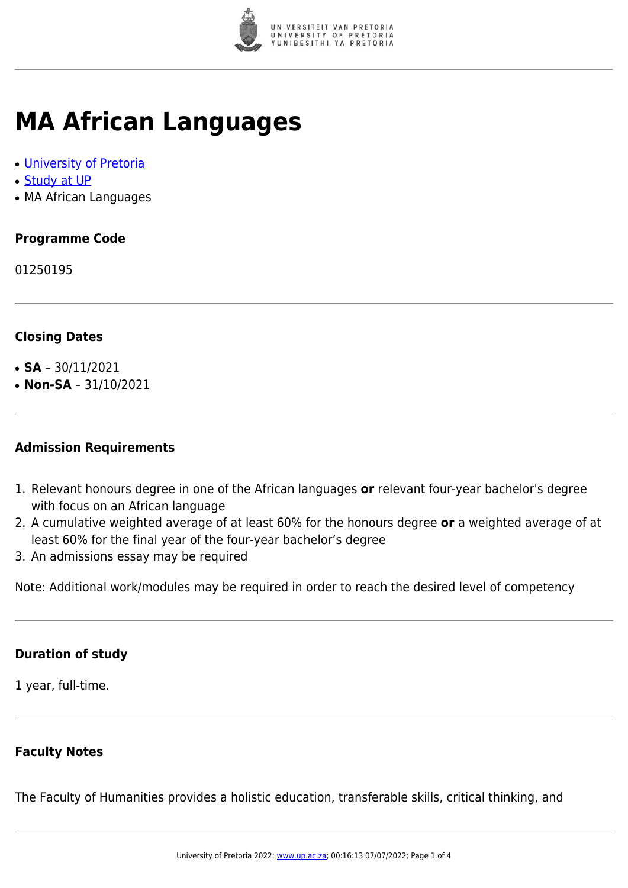# MA African Languages

- [University of Pretoria]
- [Study at UP]
- MA African Languages

### Programme Code

01250195

### Closing Dates

- **SA** – 30/11/2021
- **Non-SA** – 31/10/2021

### Admission Requirements

1. Relevant honours degree in one of the African languages **or** relevant four-year bachelor's degree with focus on an African language
2. A cumulative weighted average of at least 60% for the honours degree **or** a weighted average of at least 60% for the final year of the four-year bachelor's degree
3. An admissions essay may be required

Note: Additional work/modules may be required in order to reach the desired level of competency

### Duration of study

1 year, full-time.

### Faculty Notes

The Faculty of Humanities provides a holistic education, transferable skills, critical thinking, and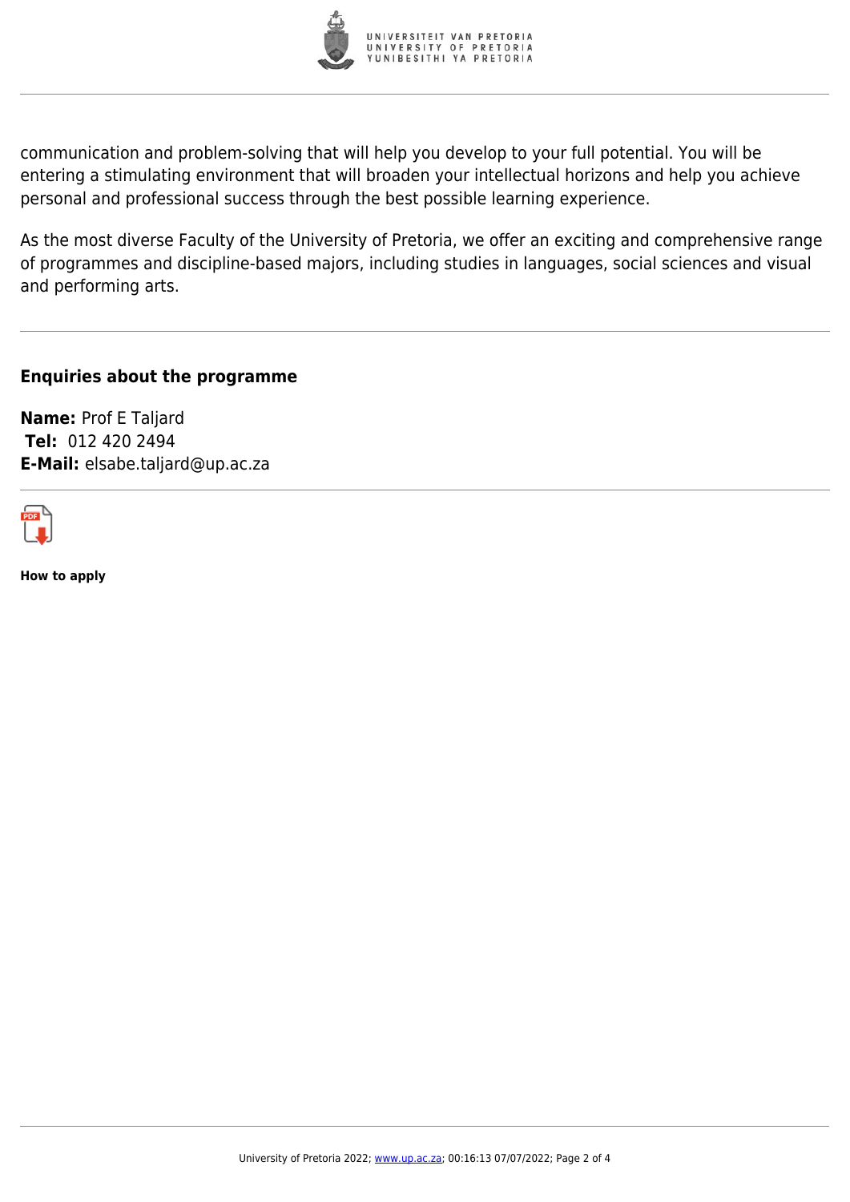communication and problem-solving that will help you develop to your full potential. You will be entering a stimulating environment that will broaden your intellectual horizons and help you achieve personal and professional success through the best possible learning experience.

As the most diverse Faculty of the University of Pretoria, we offer an exciting and comprehensive range of programmes and discipline-based majors, including studies in languages, social sciences and visual and performing arts.

---

### Enquiries about the programme

**Name:** Prof E Taljard
**Tel:** 012 420 2494
**E-Mail:** elsabe.taljard@up.ac.za

---

**How to apply**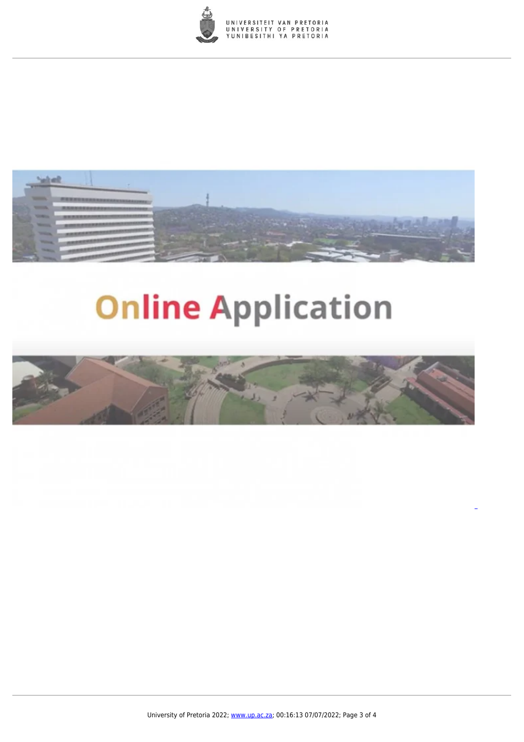Online Application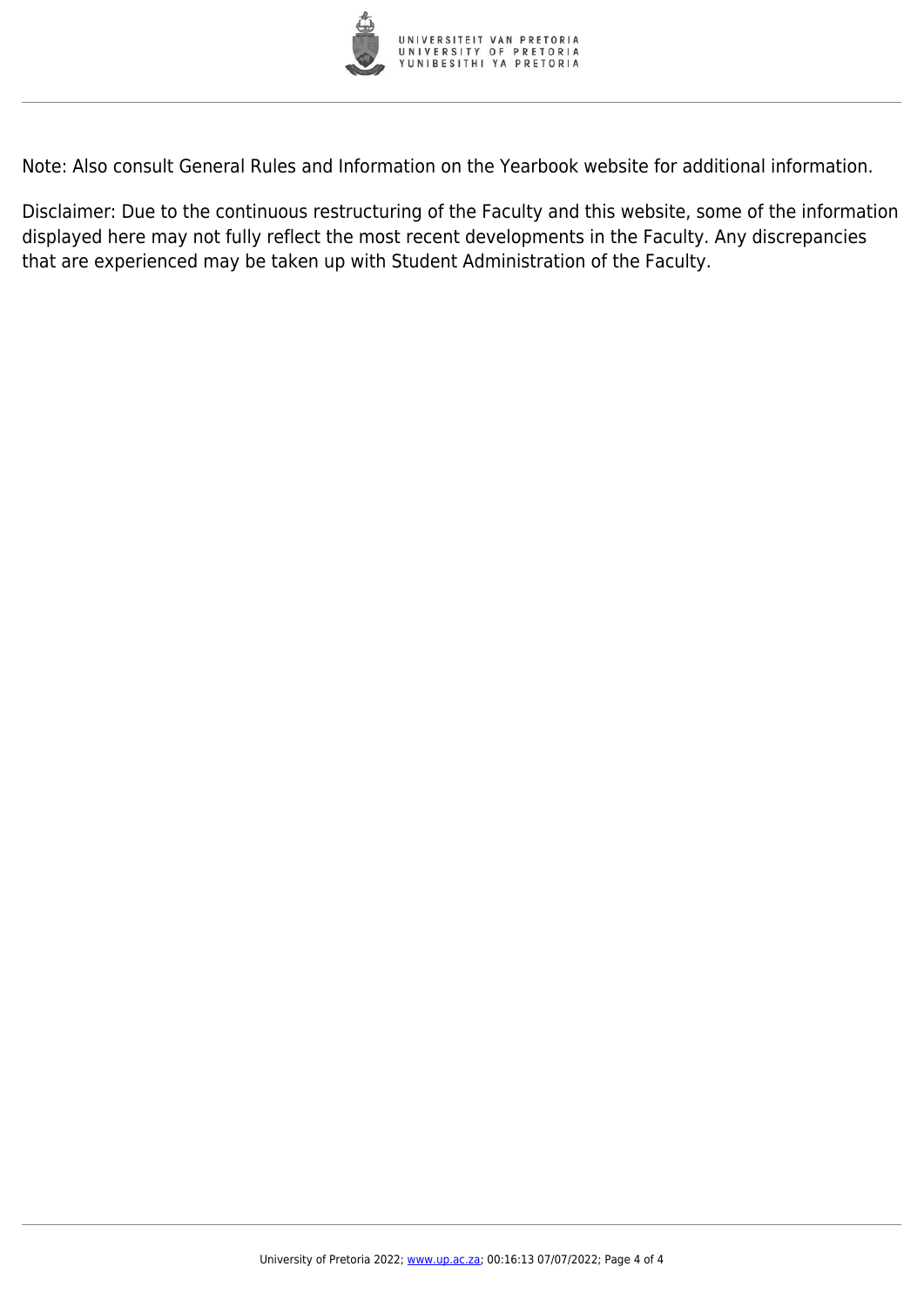Note: Also consult General Rules and Information on the Yearbook website for additional information.

Disclaimer: Due to the continuous restructuring of the Faculty and this website, some of the information displayed here may not fully reflect the most recent developments in the Faculty. Any discrepancies that are experienced may be taken up with Student Administration of the Faculty.